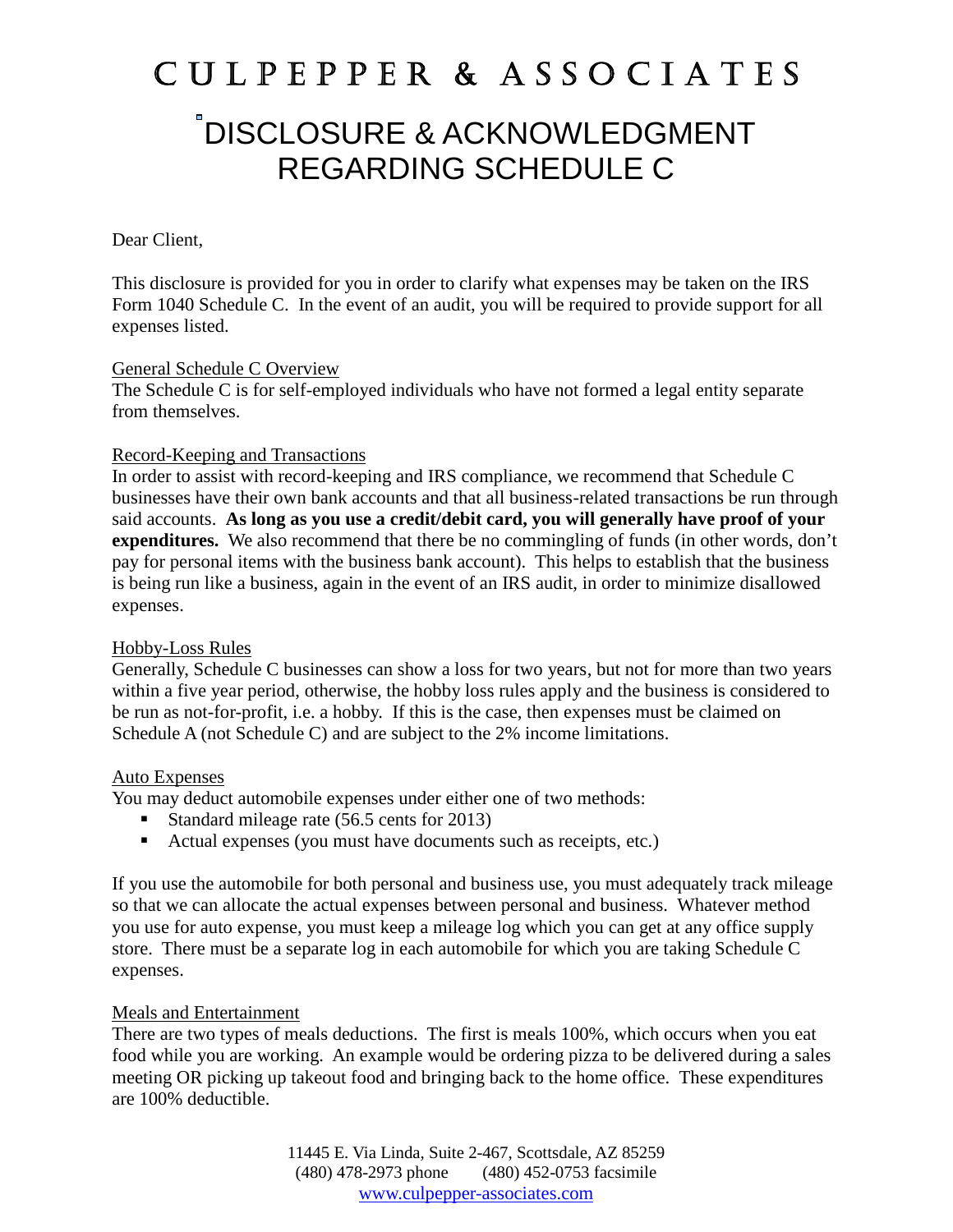# CULPEPPER & ASSOCIATES

## DISCLOSURE & ACKNOWLEDGMENT REGARDING SCHEDULE C

Dear Client,

This disclosure is provided for you in order to clarify what expenses may be taken on the IRS Form 1040 Schedule C. In the event of an audit, you will be required to provide support for all expenses listed.

General Schedule C Overview

The Schedule C is for self-employed individuals who have not formed a legal entity separate from themselves.

Record-Keeping and Transactions

In order to assist with record-keeping and IRS compliance, we recommend that Schedule C businesses have their own bank accounts and that all business-related transactions be run through said accounts. **As long as you use a credit/debit card, you will generally have proof of your expenditures.** We also recommend that there be no commingling of funds (in other words, don't pay for personal items with the business bank account). This helps to establish that the business is being run like a business, again in the event of an IRS audit, in order to minimize disallowed expenses.

Hobby-Loss Rules

Generally, Schedule C businesses can show a loss for two years, but not for more than two years within a five year period, otherwise, the hobby loss rules apply and the business is considered to be run as not-for-profit, i.e. a hobby. If this is the case, then expenses must be claimed on Schedule A (not Schedule C) and are subject to the 2% income limitations.

Auto Expenses

You may deduct automobile expenses under either one of two methods:

- Standard mileage rate (56.5 cents for 2013)
- Actual expenses (you must have documents such as receipts, etc.)

If you use the automobile for both personal and business use, you must adequately track mileage so that we can allocate the actual expenses between personal and business. Whatever method you use for auto expense, you must keep a mileage log which you can get at any office supply store. There must be a separate log in each automobile for which you are taking Schedule C expenses.

Meals and Entertainment

There are two types of meals deductions. The first is meals 100%, which occurs when you eat food while you are working. An example would be ordering pizza to be delivered during a sales meeting OR picking up takeout food and bringing back to the home office. These expenditures are 100% deductible.

11445 E. Via Linda, Suite 2-467, Scottsdale, AZ 85259
(480) 478-2973 phone (480) 452-0753 facsimile
www.culpepper-associates.com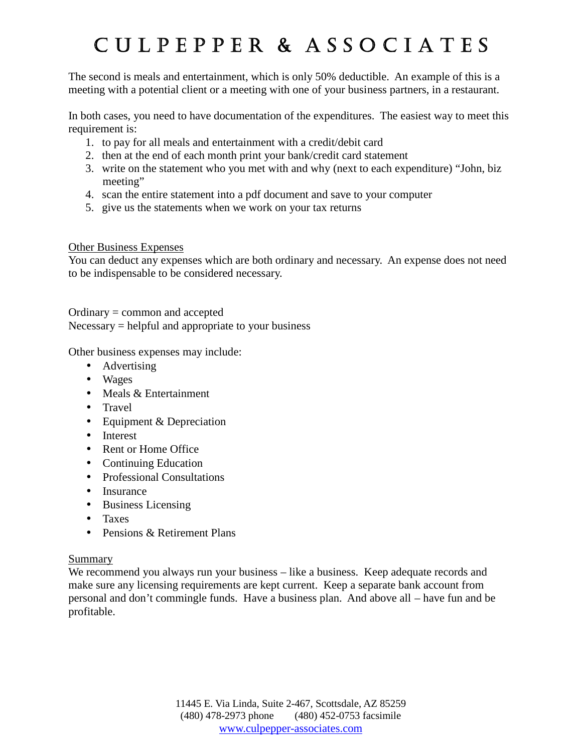The second is meals and entertainment, which is only 50% deductible. An example of this is a meeting with a potential client or a meeting with one of your business partners, in a restaurant.

In both cases, you need to have documentation of the expenditures. The easiest way to meet this requirement is:

1. to pay for all meals and entertainment with a credit/debit card
2. then at the end of each month print your bank/credit card statement
3. write on the statement who you met with and why (next to each expenditure) "John, biz meeting"
4. scan the entire statement into a pdf document and save to your computer
5. give us the statements when we work on your tax returns

<u>Other Business Expenses</u>

You can deduct any expenses which are both ordinary and necessary. An expense does not need to be indispensable to be considered necessary.

Ordinary = common and accepted
Necessary = helpful and appropriate to your business

Other business expenses may include:

- Advertising
- Wages
- Meals & Entertainment
- Travel
- Equipment & Depreciation
- Interest
- Rent or Home Office
- Continuing Education
- Professional Consultations
- Insurance
- Business Licensing
- Taxes
- Pensions & Retirement Plans

<u>Summary</u>

We recommend you always run your business – like a business. Keep adequate records and make sure any licensing requirements are kept current. Keep a separate bank account from personal and don't commingle funds. Have a business plan. And above all – have fun and be profitable.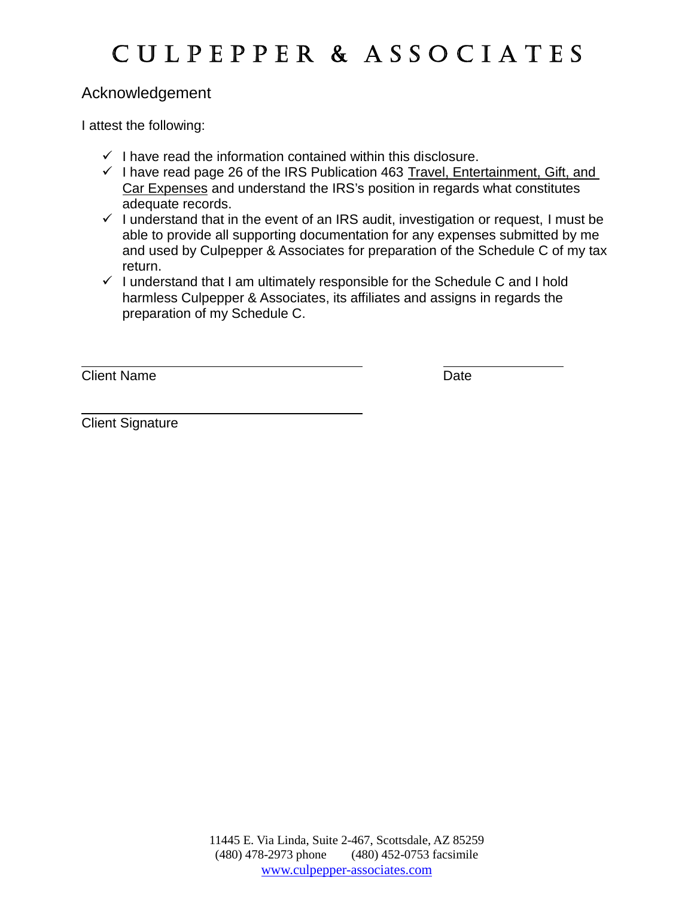# CULPEPPER & ASSOCIATES

## Acknowledgement

I attest the following:

- ✓ I have read the information contained within this disclosure.
- ✓ I have read page 26 of the IRS Publication 463 Travel, Entertainment, Gift, and Car Expenses and understand the IRS's position in regards what constitutes adequate records.
- ✓ I understand that in the event of an IRS audit, investigation or request, I must be able to provide all supporting documentation for any expenses submitted by me and used by Culpepper & Associates for preparation of the Schedule C of my tax return.
- ✓ I understand that I am ultimately responsible for the Schedule C and I hold harmless Culpepper & Associates, its affiliates and assigns in regards the preparation of my Schedule C.

\_\_\_\_\_\_\_\_\_\_\_\_\_\_\_\_\_\_\_\_\_\_\_\_\_\_\_\_\_\_\_\_\_\_\_\_\_\_\_\_ \_\_\_\_\_\_\_\_\_\_\_\_\_\_\_\_\_\_
Client Name Date

\_\_\_\_\_\_\_\_\_\_\_\_\_\_\_\_\_\_\_\_\_\_\_\_\_\_\_\_\_\_\_\_\_\_\_\_\_\_\_\_
Client Signature

11445 E. Via Linda, Suite 2-467, Scottsdale, AZ 85259
(480) 478-2973 phone (480) 452-0753 facsimile
www.culpepper-associates.com